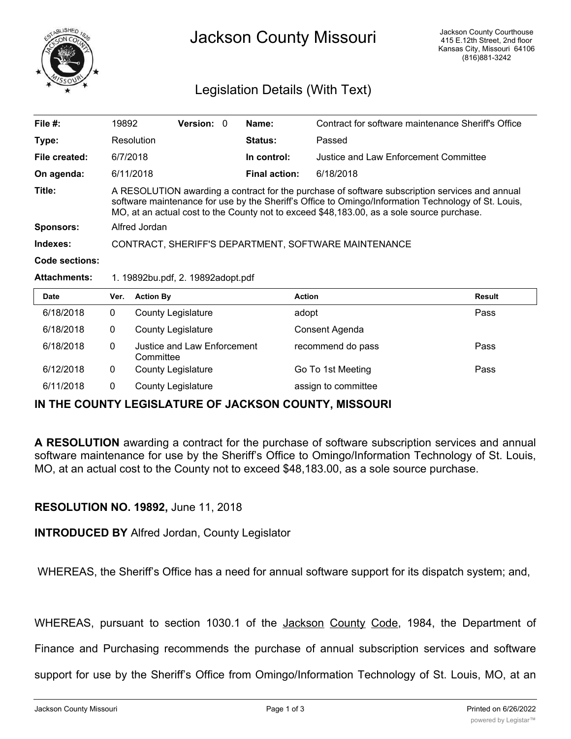# Jackson County Missouri

Jackson County Courthouse
415 E.12th Street, 2nd floor
Kansas City, Missouri 64106
(816)881-3242

## Legislation Details (With Text)

| | | | | | |
|---|---|---|---|---|---|
| **File #:** | 19892 | **Version:** 0 | | **Name:** | Contract for software maintenance Sheriff's Office |
| **Type:** | Resolution | | | **Status:** | Passed |
| **File created:** | 6/7/2018 | | | **In control:** | Justice and Law Enforcement Committee |
| **On agenda:** | 6/11/2018 | | | **Final action:** | 6/18/2018 |

**Title:** A RESOLUTION awarding a contract for the purchase of software subscription services and annual software maintenance for use by the Sheriff's Office to Omingo/Information Technology of St. Louis, MO, at an actual cost to the County not to exceed $48,183.00, as a sole source purchase.

**Sponsors:** Alfred Jordan

**Indexes:** CONTRACT, SHERIFF'S DEPARTMENT, SOFTWARE MAINTENANCE

**Code sections:**

**Attachments:** 1. 19892bu.pdf, 2. 19892adopt.pdf

| Date | Ver. | Action By | Action | Result |
|---|---|---|---|---|
| 6/18/2018 | 0 | County Legislature | adopt | Pass |
| 6/18/2018 | 0 | County Legislature | Consent Agenda | |
| 6/18/2018 | 0 | Justice and Law Enforcement Committee | recommend do pass | Pass |
| 6/12/2018 | 0 | County Legislature | Go To 1st Meeting | Pass |
| 6/11/2018 | 0 | County Legislature | assign to committee | |

**IN THE COUNTY LEGISLATURE OF JACKSON COUNTY, MISSOURI**

**A RESOLUTION** awarding a contract for the purchase of software subscription services and annual software maintenance for use by the Sheriff's Office to Omingo/Information Technology of St. Louis, MO, at an actual cost to the County not to exceed $48,183.00, as a sole source purchase.

**RESOLUTION NO. 19892,** June 11, 2018

**INTRODUCED BY** Alfred Jordan, County Legislator

WHEREAS, the Sheriff's Office has a need for annual software support for its dispatch system; and,

WHEREAS, pursuant to section 1030.1 of the Jackson County Code, 1984, the Department of Finance and Purchasing recommends the purchase of annual subscription services and software support for use by the Sheriff's Office from Omingo/Information Technology of St. Louis, MO, at an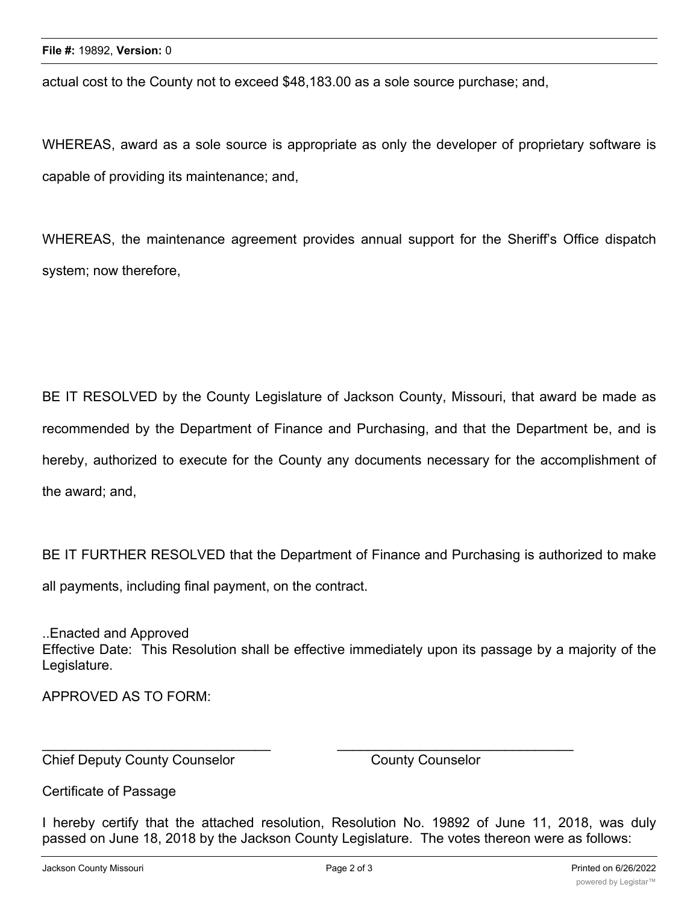actual cost to the County not to exceed $48,183.00 as a sole source purchase; and,

WHEREAS, award as a sole source is appropriate as only the developer of proprietary software is capable of providing its maintenance; and,

WHEREAS, the maintenance agreement provides annual support for the Sheriff's Office dispatch system; now therefore,

BE IT RESOLVED by the County Legislature of Jackson County, Missouri, that award be made as recommended by the Department of Finance and Purchasing, and that the Department be, and is hereby, authorized to execute for the County any documents necessary for the accomplishment of the award; and,

BE IT FURTHER RESOLVED that the Department of Finance and Purchasing is authorized to make all payments, including final payment, on the contract.

..Enacted and Approved
Effective Date: This Resolution shall be effective immediately upon its passage by a majority of the Legislature.

APPROVED AS TO FORM:

_______________________________ _______________________________
Chief Deputy County Counselor County Counselor

Certificate of Passage

I hereby certify that the attached resolution, Resolution No. 19892 of June 11, 2018, was duly passed on June 18, 2018 by the Jackson County Legislature. The votes thereon were as follows: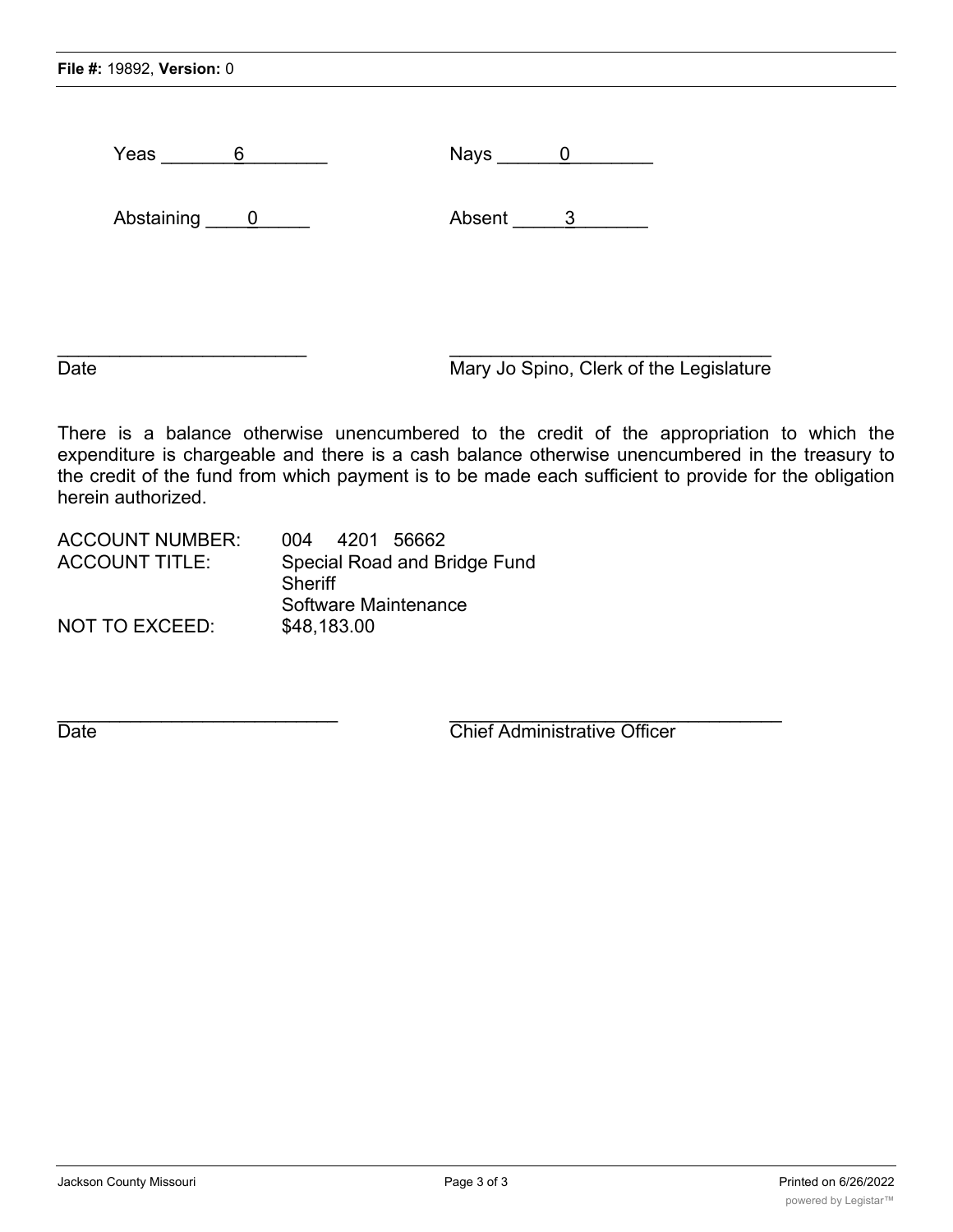Yeas 6 Nays 0

Abstaining 0 Absent 3

\_\_\_\_\_\_\_\_\_\_\_\_\_\_\_\_\_\_\_\_\_\_\_\_ \_\_\_\_\_\_\_\_\_\_\_\_\_\_\_\_\_\_\_\_\_\_\_\_\_\_\_\_\_\_\_\_

Date Mary Jo Spino, Clerk of the Legislature

There is a balance otherwise unencumbered to the credit of the appropriation to which the expenditure is chargeable and there is a cash balance otherwise unencumbered in the treasury to the credit of the fund from which payment is to be made each sufficient to provide for the obligation herein authorized.

| | |
|---|---|
| ACCOUNT NUMBER: | 004 4201 56662 |
| ACCOUNT TITLE: | Special Road and Bridge Fund<br>Sheriff<br>Software Maintenance |
| NOT TO EXCEED: | $48,183.00 |

\_\_\_\_\_\_\_\_\_\_\_\_\_\_\_\_\_\_\_\_\_\_\_\_\_\_\_ \_\_\_\_\_\_\_\_\_\_\_\_\_\_\_\_\_\_\_\_\_\_\_\_\_\_\_\_\_\_\_\_

Date Chief Administrative Officer